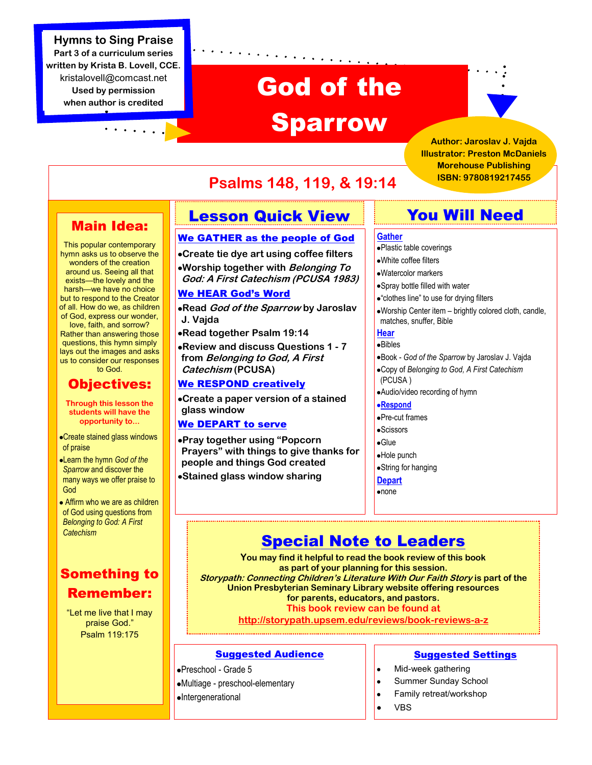**Hymns to Sing Praise**
**Part 3 of a curriculum series written by Krista B. Lovell, CCE.**
kristalovell@comcast.net
**Used by permission when author is credited**

# God of the Sparrow

**Author: Jaroslav J. Vajda**
**Illustrator: Preston McDaniels**
**Morehouse Publishing**
**ISBN: 9780819217455**

## Psalms 148, 119, & 19:14

## Main Idea:

This popular contemporary hymn asks us to observe the wonders of the creation around us. Seeing all that exists—the lovely and the harsh—we have no choice but to respond to the Creator of all. How do we, as children of God, express our wonder, love, faith, and sorrow? Rather than answering those questions, this hymn simply lays out the images and asks us to consider our responses to God.

## Objectives:

**Through this lesson the students will have the opportunity to...**

- Create stained glass windows of praise
- Learn the hymn *God of the Sparrow* and discover the many ways we offer praise to God
- Affirm who we are as children of God using questions from *Belonging to God: A First Catechism*

## Something to Remember:

"Let me live that I may praise God."
Psalm 119:175

## Lesson Quick View

### We GATHER as the people of God

- Create tie dye art using coffee filters
- Worship together with *Belonging To God: A First Catechism (PCUSA 1983)*

### We HEAR God's Word

- Read *God of the Sparrow* by Jaroslav J. Vajda
- Read together Psalm 19:14
- Review and discuss Questions 1 - 7 from *Belonging to God, A First Catechism* (PCUSA)

### We RESPOND creatively

- Create a paper version of a stained glass window

### We DEPART to serve

- Pray together using "Popcorn Prayers" with things to give thanks for people and things God created
- Stained glass window sharing

## You Will Need

### Gather

- Plastic table coverings
- White coffee filters
- Watercolor markers
- Spray bottle filled with water
- "clothes line" to use for drying filters
- Worship Center item – brightly colored cloth, candle, matches, snuffer, Bible

### Hear

- Bibles
- Book - *God of the Sparrow* by Jaroslav J. Vajda
- Copy of *Belonging to God, A First Catechism* (PCUSA )
- Audio/video recording of hymn

### Respond

- Pre-cut frames
- Scissors
- Glue
- Hole punch
- String for hanging

### Depart

- none

## Special Note to Leaders

**You may find it helpful to read the book review of this book as part of your planning for this session.**
***Storypath: Connecting Children's Literature With Our Faith Story*** **is part of the Union Presbyterian Seminary Library website offering resources for parents, educators, and pastors.**
**This book review can be found at**
**http://storypath.upsem.edu/reviews/book-reviews-a-z**

## Suggested Audience

- Preschool - Grade 5
- Multiage - preschool-elementary
- Intergenerational

## Suggested Settings

- Mid-week gathering
- Summer Sunday School
- Family retreat/workshop
- VBS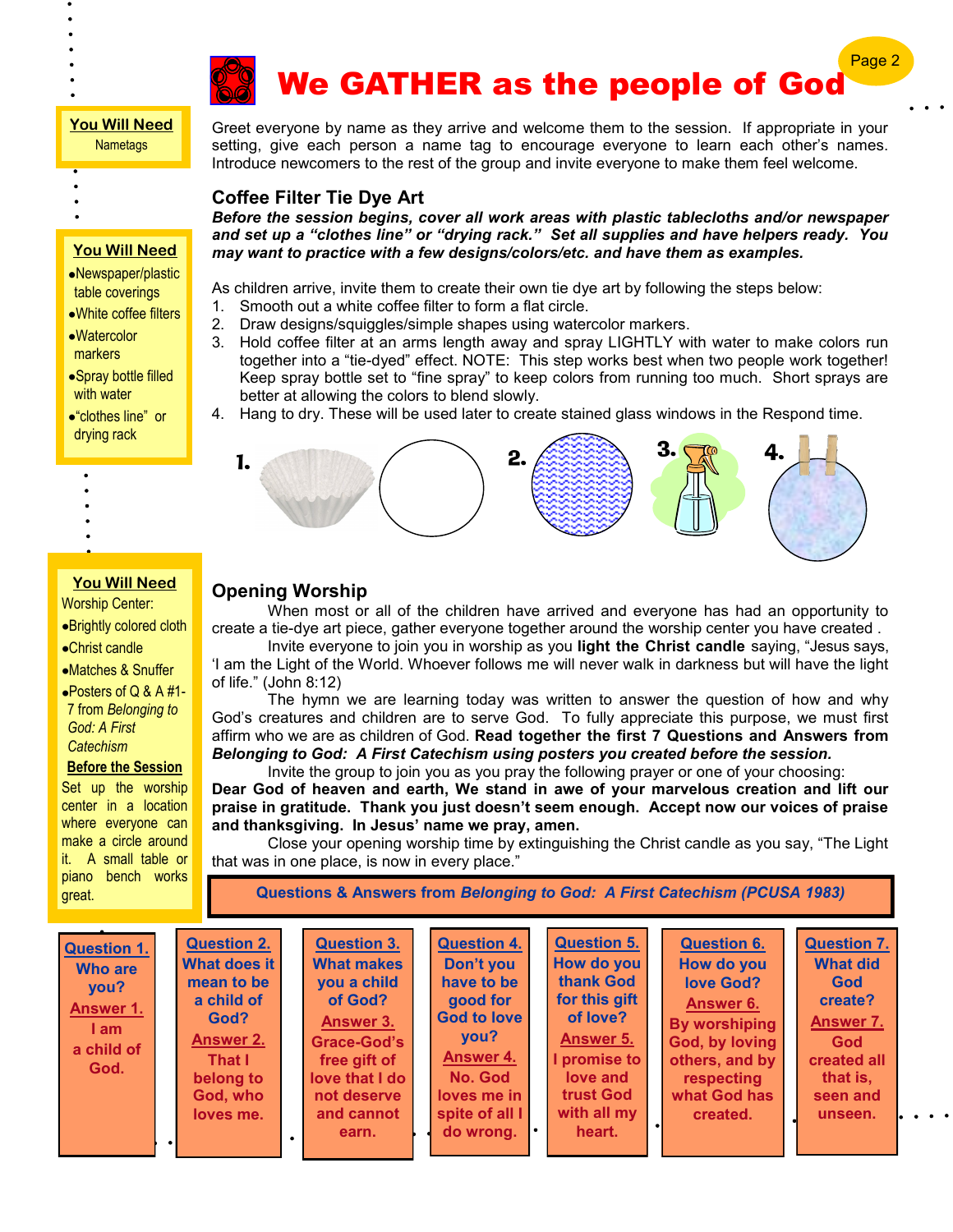# We GATHER as the people of God

**You Will Need**

Nametags

Greet everyone by name as they arrive and welcome them to the session. If appropriate in your setting, give each person a name tag to encourage everyone to learn each other's names. Introduce newcomers to the rest of the group and invite everyone to make them feel welcome.

**You Will Need**

- Newspaper/plastic table coverings
- White coffee filters
- Watercolor markers
- Spray bottle filled with water
- "clothes line" or drying rack

## Coffee Filter Tie Dye Art

***Before the session begins, cover all work areas with plastic tablecloths and/or newspaper and set up a "clothes line" or "drying rack." Set all supplies and have helpers ready. You may want to practice with a few designs/colors/etc. and have them as examples.***

As children arrive, invite them to create their own tie dye art by following the steps below:

1. Smooth out a white coffee filter to form a flat circle.
2. Draw designs/squiggles/simple shapes using watercolor markers.
3. Hold coffee filter at an arms length away and spray LIGHTLY with water to make colors run together into a "tie-dyed" effect. NOTE: This step works best when two people work together! Keep spray bottle set to "fine spray" to keep colors from running too much. Short sprays are better at allowing the colors to blend slowly.
4. Hang to dry. These will be used later to create stained glass windows in the Respond time.

**You Will Need**

Worship Center:

- Brightly colored cloth
- Christ candle
- Matches & Snuffer
- Posters of Q & A #1-7 from *Belonging to God: A First Catechism*

**Before the Session**

Set up the worship center in a location where everyone can make a circle around it. A small table or piano bench works great.

## Opening Worship

When most or all of the children have arrived and everyone has had an opportunity to create a tie-dye art piece, gather everyone together around the worship center you have created .

Invite everyone to join you in worship as you **light the Christ candle** saying, "Jesus says, 'I am the Light of the World. Whoever follows me will never walk in darkness but will have the light of life." (John 8:12)

The hymn we are learning today was written to answer the question of how and why God's creatures and children are to serve God. To fully appreciate this purpose, we must first affirm who we are as children of God. **Read together the first 7 Questions and Answers from *Belonging to God: A First Catechism using posters you created before the session.***

Invite the group to join you as you pray the following prayer or one of your choosing:

**Dear God of heaven and earth, We stand in awe of your marvelous creation and lift our praise in gratitude. Thank you just doesn't seem enough. Accept now our voices of praise and thanksgiving. In Jesus' name we pray, amen.**

Close your opening worship time by extinguishing the Christ candle as you say, "The Light that was in one place, is now in every place."

**Questions & Answers from *Belonging to God: A First Catechism* (PCUSA 1983)**

**Question 1.** Who are you?
**Answer 1.** I am a child of God.

**Question 2.** What does it mean to be a child of God?
**Answer 2.** That I belong to God, who loves me.

**Question 3.** What makes you a child of God?
**Answer 3.** Grace-God's free gift of love that I do not deserve and cannot earn.

**Question 4.** Don't you have to be good for God to love you?
**Answer 4.** No. God loves me in spite of all I do wrong.

**Question 5.** How do you thank God for this gift of love?
**Answer 5.** I promise to love and trust God with all my heart.

**Question 6.** How do you love God?
**Answer 6.** By worshiping God, by loving others, and by respecting what God has created.

**Question 7.** What did God create?
**Answer 7.** God created all that is, seen and unseen.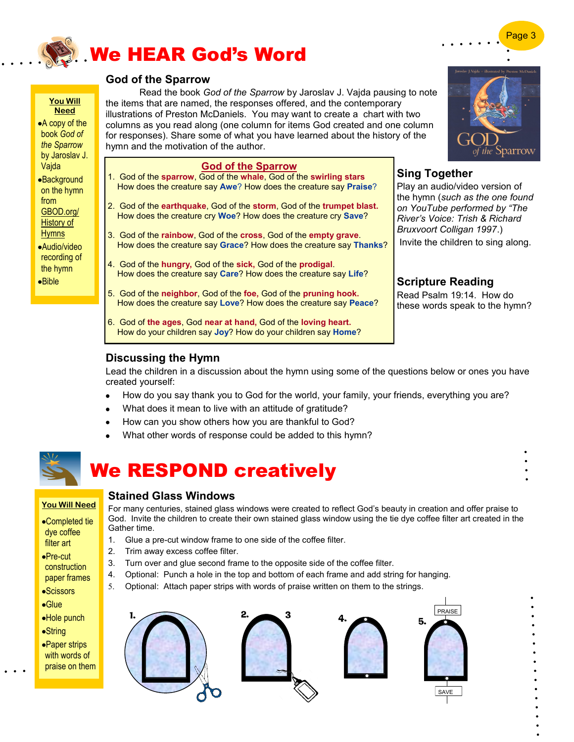# We HEAR God's Word

**You Will Need**

- A copy of the book *God of the Sparrow* by Jaroslav J. Vajda
- Background on the hymn from GBOD.org/ History of Hymns
- Audio/video recording of the hymn
- Bible

## God of the Sparrow

Read the book *God of the Sparrow* by Jaroslav J. Vajda pausing to note the items that are named, the responses offered, and the contemporary illustrations of Preston McDaniels. You may want to create a chart with two columns as you read along (one column for items God created and one column for responses). Share some of what you have learned about the history of the hymn and the motivation of the author.

### God of the Sparrow

1. God of the **sparrow**, God of the **whale**, God of the **swirling stars**
   How does the creature say **Awe**? How does the creature say **Praise**?
2. God of the **earthquake**, God of the **storm**, God of the **trumpet blast.**
   How does the creature cry **Woe**? How does the creature cry **Save**?
3. God of the **rainbow**, God of the **cross**, God of the **empty grave**.
   How does the creature say **Grace**? How does the creature say **Thanks**?
4. God of the **hungry,** God of the **sick**, God of the **prodigal**.
   How does the creature say **Care**? How does the creature say **Life**?
5. God of the **neighbor**, God of the **foe**, God of the **pruning hook.**
   How does the creature say **Love**? How does the creature say **Peace**?
6. God of **the ages**, God **near at hand,** God of the **loving heart.**
   How do your children say **Joy**? How do your children say **Home**?

## Sing Together

Play an audio/video version of the hymn (*such as the one found on YouTube performed by "The River's Voice: Trish & Richard Bruxvoort Colligan 1997*.)

Invite the children to sing along.

## Scripture Reading

Read Psalm 19:14. How do these words speak to the hymn?

## Discussing the Hymn

Lead the children in a discussion about the hymn using some of the questions below or ones you have created yourself:

- How do you say thank you to God for the world, your family, your friends, everything you are?
- What does it mean to live with an attitude of gratitude?
- How can you show others how you are thankful to God?
- What other words of response could be added to this hymn?

# We RESPOND creatively

**You Will Need**

- Completed tie dye coffee filter art
- Pre-cut construction paper frames
- Scissors
- Glue
- Hole punch
- String
- Paper strips with words of praise on them

## Stained Glass Windows

For many centuries, stained glass windows were created to reflect God's beauty in creation and offer praise to God. Invite the children to create their own stained glass window using the tie dye coffee filter art created in the Gather time.

1. Glue a pre-cut window frame to one side of the coffee filter.
2. Trim away excess coffee filter.
3. Turn over and glue second frame to the opposite side of the coffee filter.
4. Optional: Punch a hole in the top and bottom of each frame and add string for hanging.
5. Optional: Attach paper strips with words of praise written on them to the strings.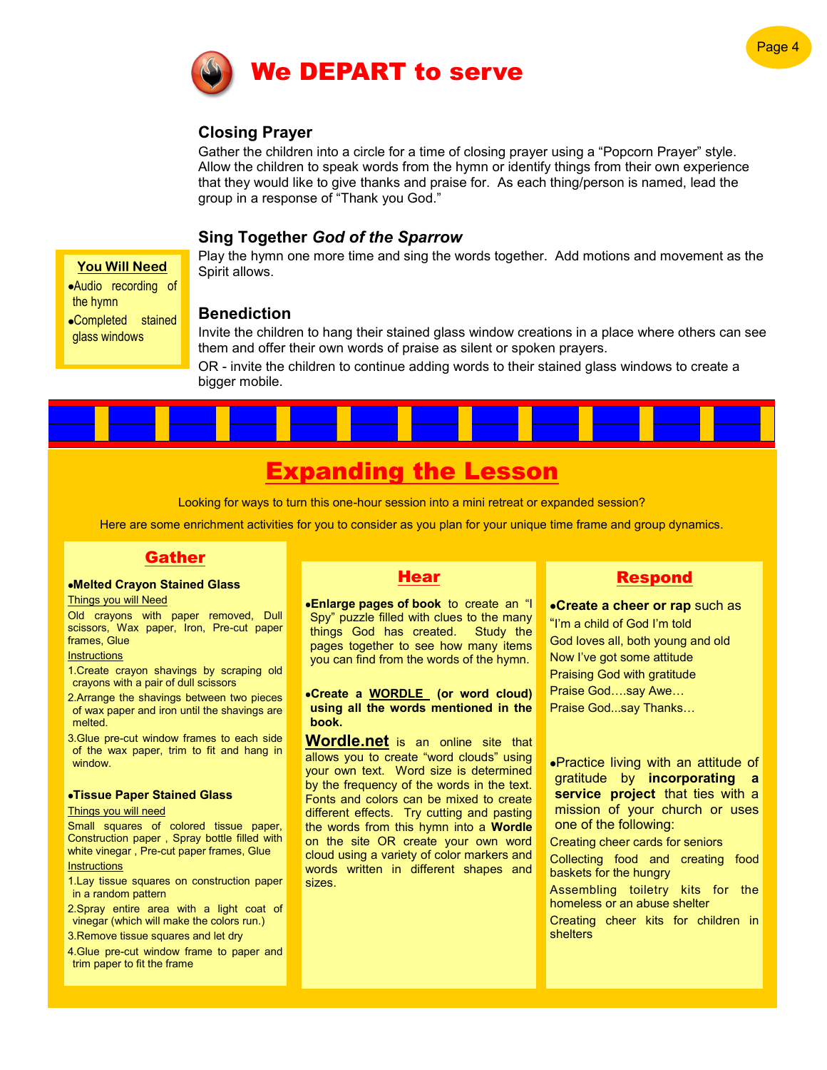# We DEPART to serve

## Closing Prayer

Gather the children into a circle for a time of closing prayer using a "Popcorn Prayer" style. Allow the children to speak words from the hymn or identify things from their own experience that they would like to give thanks and praise for. As each thing/person is named, lead the group in a response of "Thank you God."

## Sing Together *God of the Sparrow*

Play the hymn one more time and sing the words together. Add motions and movement as the Spirit allows.

**You Will Need**

- Audio recording of the hymn
- Completed stained glass windows

## Benediction

Invite the children to hang their stained glass window creations in a place where others can see them and offer their own words of praise as silent or spoken prayers.

OR - invite the children to continue adding words to their stained glass windows to create a bigger mobile.

# Expanding the Lesson

Looking for ways to turn this one-hour session into a mini retreat or expanded session?

Here are some enrichment activities for you to consider as you plan for your unique time frame and group dynamics.

## Gather

- **Melted Crayon Stained Glass**

Things you will Need

Old crayons with paper removed, Dull scissors, Wax paper, Iron, Pre-cut paper frames, Glue

Instructions

1. Create crayon shavings by scraping old crayons with a pair of dull scissors
2. Arrange the shavings between two pieces of wax paper and iron until the shavings are melted.
3. Glue pre-cut window frames to each side of the wax paper, trim to fit and hang in window.

- **Tissue Paper Stained Glass**

Things you will need

Small squares of colored tissue paper, Construction paper , Spray bottle filled with white vinegar , Pre-cut paper frames, Glue

Instructions

1. Lay tissue squares on construction paper in a random pattern
2. Spray entire area with a light coat of vinegar (which will make the colors run.)
3. Remove tissue squares and let dry
4. Glue pre-cut window frame to paper and trim paper to fit the frame

## Hear

- **Enlarge pages of book** to create an "I Spy" puzzle filled with clues to the many things God has created. Study the pages together to see how many items you can find from the words of the hymn.

- **Create a WORDLE (or word cloud) using all the words mentioned in the book.**

**Wordle.net** is an online site that allows you to create "word clouds" using your own text. Word size is determined by the frequency of the words in the text. Fonts and colors can be mixed to create different effects. Try cutting and pasting the words from this hymn into a **Wordle** on the site OR create your own word cloud using a variety of color markers and words written in different shapes and sizes.

## Respond

- **Create a cheer or rap** such as

"I'm a child of God I'm told
God loves all, both young and old
Now I've got some attitude
Praising God with gratitude
Praise God….say Awe…
Praise God...say Thanks…

- Practice living with an attitude of gratitude by **incorporating a service project** that ties with a mission of your church or uses one of the following:

Creating cheer cards for seniors

Collecting food and creating food baskets for the hungry

Assembling toiletry kits for the homeless or an abuse shelter

Creating cheer kits for children in shelters